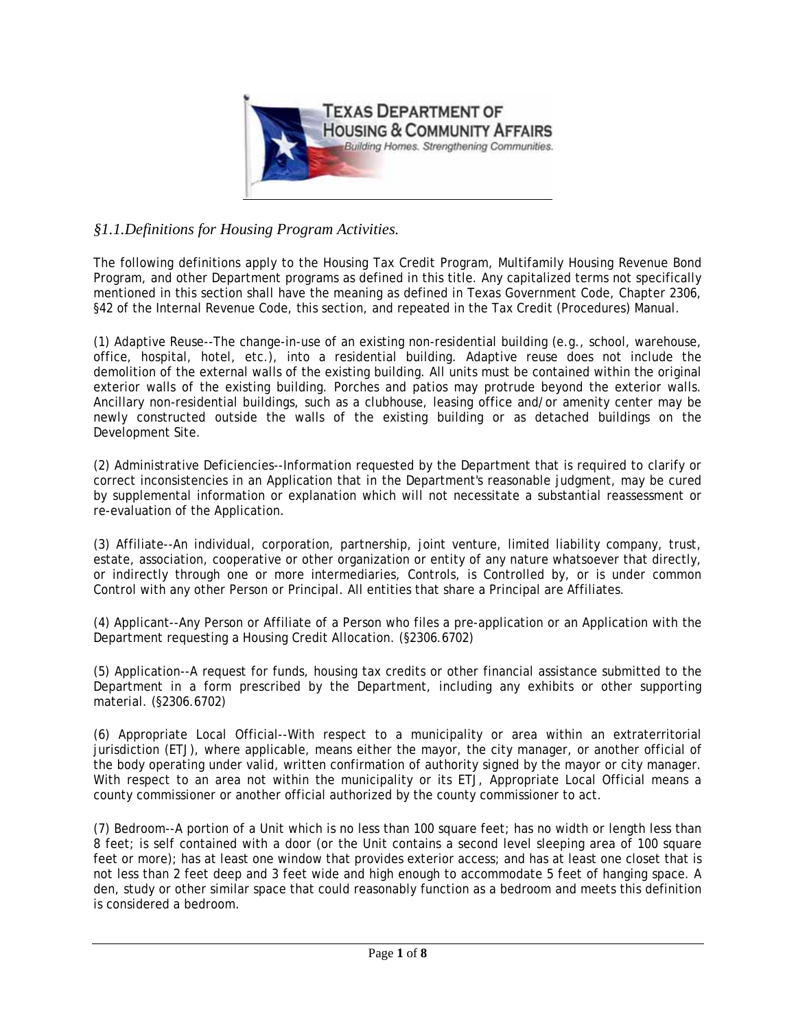## *§1.1.Definitions for Housing Program Activities.*

The following definitions apply to the Housing Tax Credit Program, Multifamily Housing Revenue Bond Program, and other Department programs as defined in this title. Any capitalized terms not specifically mentioned in this section shall have the meaning as defined in Texas Government Code, Chapter 2306, §42 of the Internal Revenue Code, this section, and repeated in the Tax Credit (Procedures) Manual.

(1) Adaptive Reuse--The change-in-use of an existing non-residential building (e.g., school, warehouse, office, hospital, hotel, etc.), into a residential building. Adaptive reuse does not include the demolition of the external walls of the existing building. All units must be contained within the original exterior walls of the existing building. Porches and patios may protrude beyond the exterior walls. Ancillary non-residential buildings, such as a clubhouse, leasing office and/or amenity center may be newly constructed outside the walls of the existing building or as detached buildings on the Development Site.

(2) Administrative Deficiencies--Information requested by the Department that is required to clarify or correct inconsistencies in an Application that in the Department's reasonable judgment, may be cured by supplemental information or explanation which will not necessitate a substantial reassessment or re-evaluation of the Application.

(3) Affiliate--An individual, corporation, partnership, joint venture, limited liability company, trust, estate, association, cooperative or other organization or entity of any nature whatsoever that directly, or indirectly through one or more intermediaries, Controls, is Controlled by, or is under common Control with any other Person or Principal. All entities that share a Principal are Affiliates.

(4) Applicant--Any Person or Affiliate of a Person who files a pre-application or an Application with the Department requesting a Housing Credit Allocation. (§2306.6702)

(5) Application--A request for funds, housing tax credits or other financial assistance submitted to the Department in a form prescribed by the Department, including any exhibits or other supporting material. (§2306.6702)

(6) Appropriate Local Official--With respect to a municipality or area within an extraterritorial jurisdiction (ETJ), where applicable, means either the mayor, the city manager, or another official of the body operating under valid, written confirmation of authority signed by the mayor or city manager. With respect to an area not within the municipality or its ETJ, Appropriate Local Official means a county commissioner or another official authorized by the county commissioner to act.

(7) Bedroom--A portion of a Unit which is no less than 100 square feet; has no width or length less than 8 feet; is self contained with a door (or the Unit contains a second level sleeping area of 100 square feet or more); has at least one window that provides exterior access; and has at least one closet that is not less than 2 feet deep and 3 feet wide and high enough to accommodate 5 feet of hanging space. A den, study or other similar space that could reasonably function as a bedroom and meets this definition is considered a bedroom.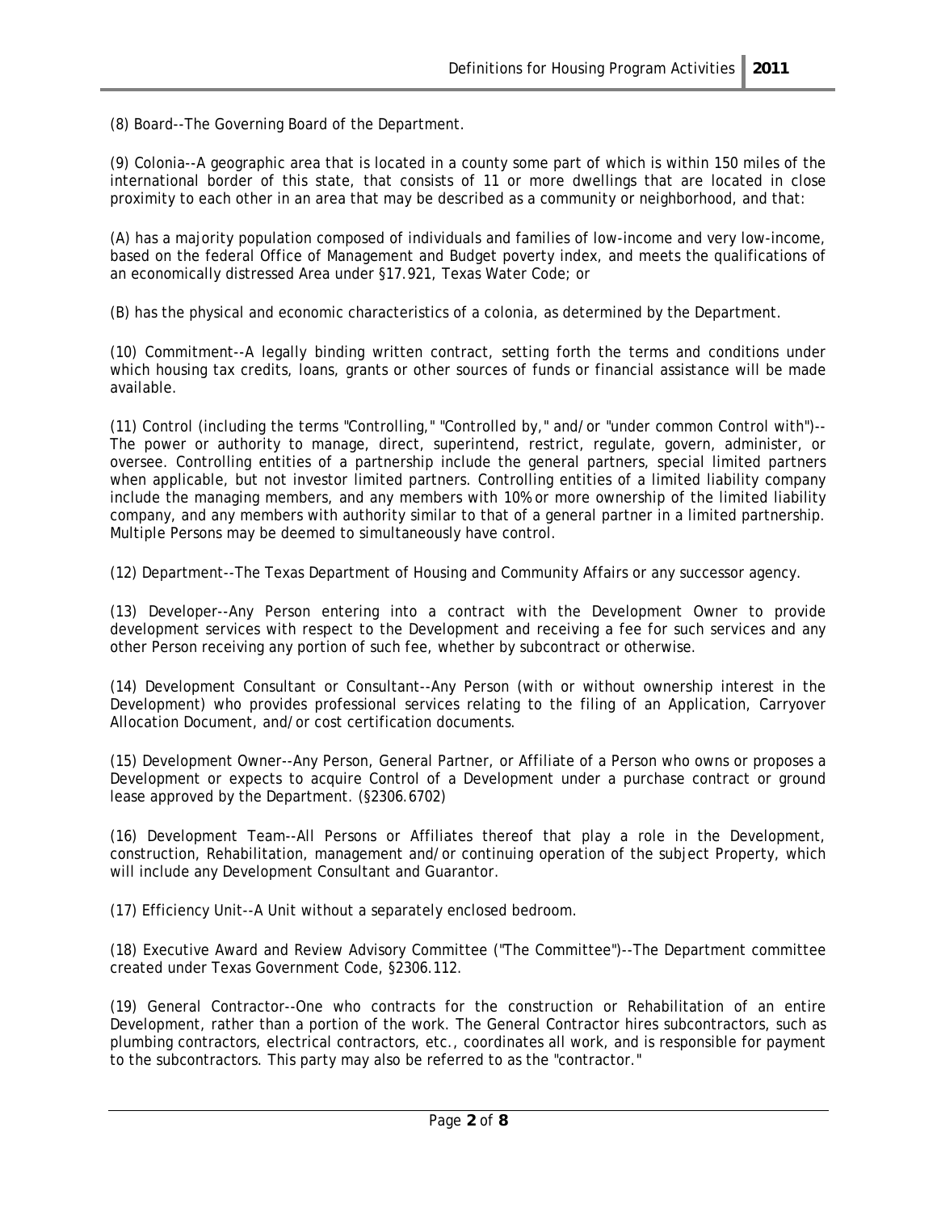(8) Board--The Governing Board of the Department.

(9) Colonia--A geographic area that is located in a county some part of which is within 150 miles of the international border of this state, that consists of 11 or more dwellings that are located in close proximity to each other in an area that may be described as a community or neighborhood, and that:

(A) has a majority population composed of individuals and families of low-income and very low-income, based on the federal Office of Management and Budget poverty index, and meets the qualifications of an economically distressed Area under §17.921, Texas Water Code; or

(B) has the physical and economic characteristics of a colonia, as determined by the Department.

(10) Commitment--A legally binding written contract, setting forth the terms and conditions under which housing tax credits, loans, grants or other sources of funds or financial assistance will be made available.

(11) Control (including the terms "Controlling," "Controlled by," and/or "under common Control with")--The power or authority to manage, direct, superintend, restrict, regulate, govern, administer, or oversee. Controlling entities of a partnership include the general partners, special limited partners when applicable, but not investor limited partners. Controlling entities of a limited liability company include the managing members, and any members with 10% or more ownership of the limited liability company, and any members with authority similar to that of a general partner in a limited partnership. Multiple Persons may be deemed to simultaneously have control.

(12) Department--The Texas Department of Housing and Community Affairs or any successor agency.

(13) Developer--Any Person entering into a contract with the Development Owner to provide development services with respect to the Development and receiving a fee for such services and any other Person receiving any portion of such fee, whether by subcontract or otherwise.

(14) Development Consultant or Consultant--Any Person (with or without ownership interest in the Development) who provides professional services relating to the filing of an Application, Carryover Allocation Document, and/or cost certification documents.

(15) Development Owner--Any Person, General Partner, or Affiliate of a Person who owns or proposes a Development or expects to acquire Control of a Development under a purchase contract or ground lease approved by the Department. (§2306.6702)

(16) Development Team--All Persons or Affiliates thereof that play a role in the Development, construction, Rehabilitation, management and/or continuing operation of the subject Property, which will include any Development Consultant and Guarantor.

(17) Efficiency Unit--A Unit without a separately enclosed bedroom.

(18) Executive Award and Review Advisory Committee ("The Committee")--The Department committee created under Texas Government Code, §2306.112.

(19) General Contractor--One who contracts for the construction or Rehabilitation of an entire Development, rather than a portion of the work. The General Contractor hires subcontractors, such as plumbing contractors, electrical contractors, etc., coordinates all work, and is responsible for payment to the subcontractors. This party may also be referred to as the "contractor."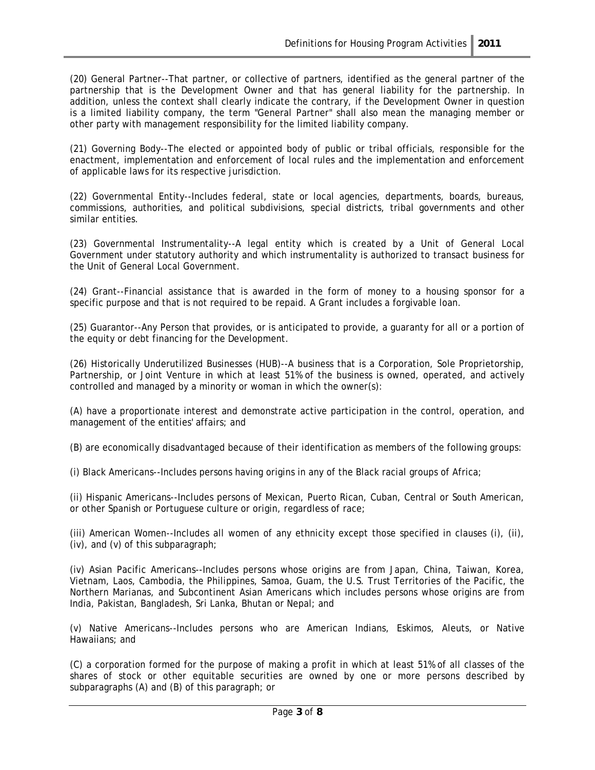(20) General Partner--That partner, or collective of partners, identified as the general partner of the partnership that is the Development Owner and that has general liability for the partnership. In addition, unless the context shall clearly indicate the contrary, if the Development Owner in question is a limited liability company, the term "General Partner" shall also mean the managing member or other party with management responsibility for the limited liability company.

(21) Governing Body--The elected or appointed body of public or tribal officials, responsible for the enactment, implementation and enforcement of local rules and the implementation and enforcement of applicable laws for its respective jurisdiction.

(22) Governmental Entity--Includes federal, state or local agencies, departments, boards, bureaus, commissions, authorities, and political subdivisions, special districts, tribal governments and other similar entities.

(23) Governmental Instrumentality--A legal entity which is created by a Unit of General Local Government under statutory authority and which instrumentality is authorized to transact business for the Unit of General Local Government.

(24) Grant--Financial assistance that is awarded in the form of money to a housing sponsor for a specific purpose and that is not required to be repaid. A Grant includes a forgivable loan.

(25) Guarantor--Any Person that provides, or is anticipated to provide, a guaranty for all or a portion of the equity or debt financing for the Development.

(26) Historically Underutilized Businesses (HUB)--A business that is a Corporation, Sole Proprietorship, Partnership, or Joint Venture in which at least 51% of the business is owned, operated, and actively controlled and managed by a minority or woman in which the owner(s):

(A) have a proportionate interest and demonstrate active participation in the control, operation, and management of the entities' affairs; and

(B) are economically disadvantaged because of their identification as members of the following groups:

(i) Black Americans--Includes persons having origins in any of the Black racial groups of Africa;

(ii) Hispanic Americans--Includes persons of Mexican, Puerto Rican, Cuban, Central or South American, or other Spanish or Portuguese culture or origin, regardless of race;

(iii) American Women--Includes all women of any ethnicity except those specified in clauses (i), (ii), (iv), and (v) of this subparagraph;

(iv) Asian Pacific Americans--Includes persons whose origins are from Japan, China, Taiwan, Korea, Vietnam, Laos, Cambodia, the Philippines, Samoa, Guam, the U.S. Trust Territories of the Pacific, the Northern Marianas, and Subcontinent Asian Americans which includes persons whose origins are from India, Pakistan, Bangladesh, Sri Lanka, Bhutan or Nepal; and

(v) Native Americans--Includes persons who are American Indians, Eskimos, Aleuts, or Native Hawaiians; and

(C) a corporation formed for the purpose of making a profit in which at least 51% of all classes of the shares of stock or other equitable securities are owned by one or more persons described by subparagraphs (A) and (B) of this paragraph; or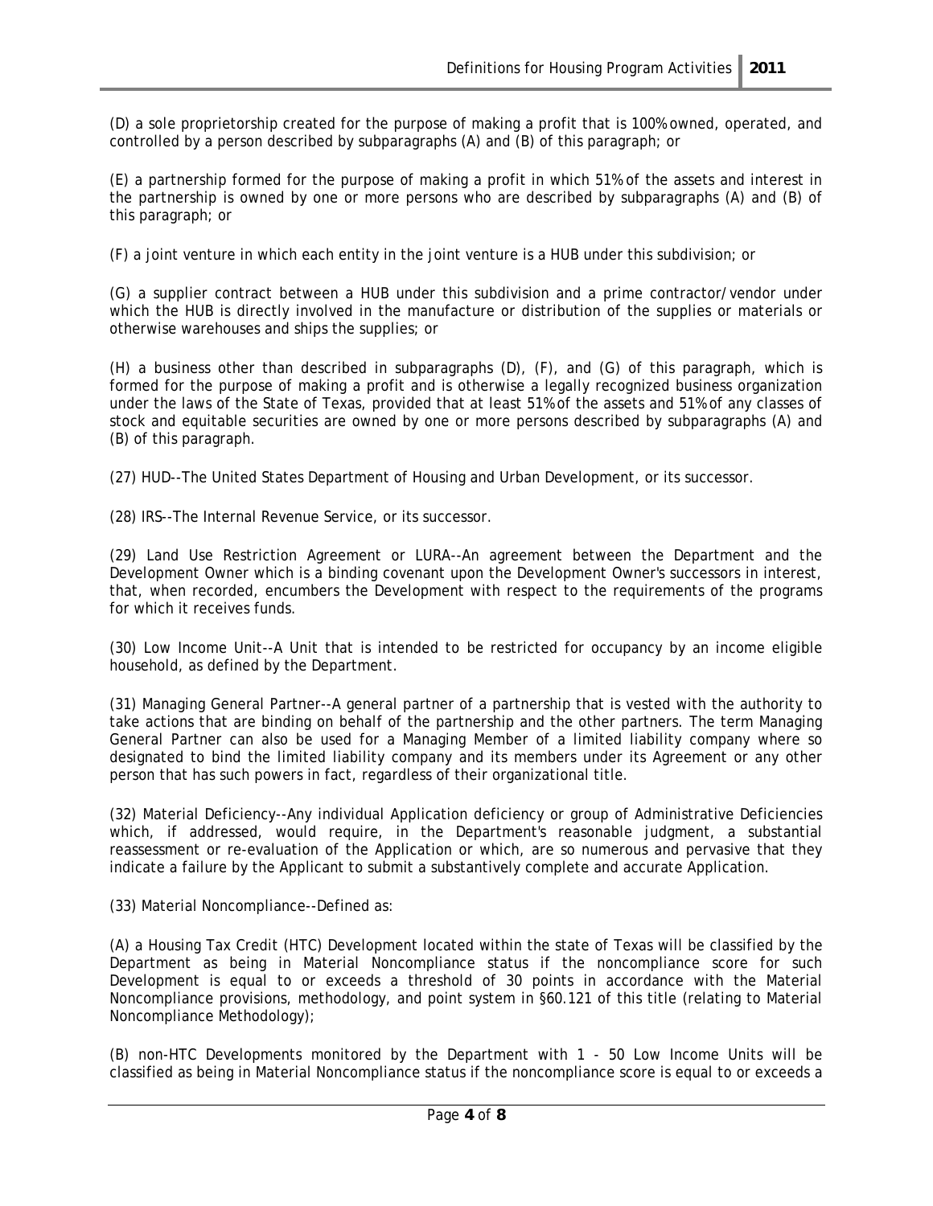(D) a sole proprietorship created for the purpose of making a profit that is 100% owned, operated, and controlled by a person described by subparagraphs (A) and (B) of this paragraph; or

(E) a partnership formed for the purpose of making a profit in which 51% of the assets and interest in the partnership is owned by one or more persons who are described by subparagraphs (A) and (B) of this paragraph; or

(F) a joint venture in which each entity in the joint venture is a HUB under this subdivision; or

(G) a supplier contract between a HUB under this subdivision and a prime contractor/vendor under which the HUB is directly involved in the manufacture or distribution of the supplies or materials or otherwise warehouses and ships the supplies; or

(H) a business other than described in subparagraphs (D), (F), and (G) of this paragraph, which is formed for the purpose of making a profit and is otherwise a legally recognized business organization under the laws of the State of Texas, provided that at least 51% of the assets and 51% of any classes of stock and equitable securities are owned by one or more persons described by subparagraphs (A) and (B) of this paragraph.

(27) HUD--The United States Department of Housing and Urban Development, or its successor.

(28) IRS--The Internal Revenue Service, or its successor.

(29) Land Use Restriction Agreement or LURA--An agreement between the Department and the Development Owner which is a binding covenant upon the Development Owner's successors in interest, that, when recorded, encumbers the Development with respect to the requirements of the programs for which it receives funds.

(30) Low Income Unit--A Unit that is intended to be restricted for occupancy by an income eligible household, as defined by the Department.

(31) Managing General Partner--A general partner of a partnership that is vested with the authority to take actions that are binding on behalf of the partnership and the other partners. The term Managing General Partner can also be used for a Managing Member of a limited liability company where so designated to bind the limited liability company and its members under its Agreement or any other person that has such powers in fact, regardless of their organizational title.

(32) Material Deficiency--Any individual Application deficiency or group of Administrative Deficiencies which, if addressed, would require, in the Department's reasonable judgment, a substantial reassessment or re-evaluation of the Application or which, are so numerous and pervasive that they indicate a failure by the Applicant to submit a substantively complete and accurate Application.

(33) Material Noncompliance--Defined as:

(A) a Housing Tax Credit (HTC) Development located within the state of Texas will be classified by the Department as being in Material Noncompliance status if the noncompliance score for such Development is equal to or exceeds a threshold of 30 points in accordance with the Material Noncompliance provisions, methodology, and point system in §60.121 of this title (relating to Material Noncompliance Methodology);

(B) non-HTC Developments monitored by the Department with 1 - 50 Low Income Units will be classified as being in Material Noncompliance status if the noncompliance score is equal to or exceeds a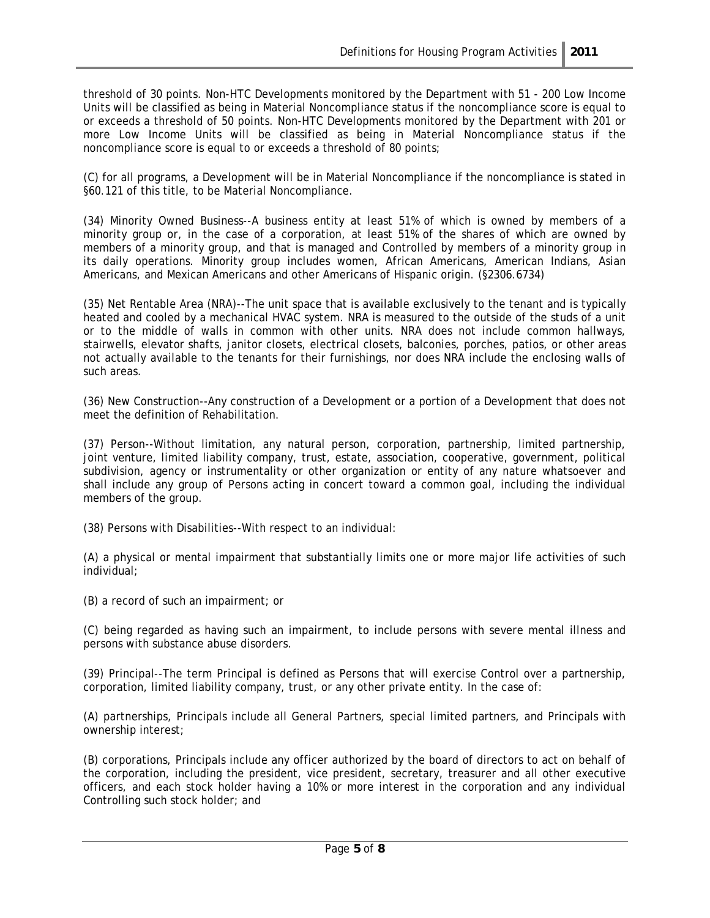threshold of 30 points. Non-HTC Developments monitored by the Department with 51 - 200 Low Income Units will be classified as being in Material Noncompliance status if the noncompliance score is equal to or exceeds a threshold of 50 points. Non-HTC Developments monitored by the Department with 201 or more Low Income Units will be classified as being in Material Noncompliance status if the noncompliance score is equal to or exceeds a threshold of 80 points;

(C) for all programs, a Development will be in Material Noncompliance if the noncompliance is stated in §60.121 of this title, to be Material Noncompliance.

(34) Minority Owned Business--A business entity at least 51% of which is owned by members of a minority group or, in the case of a corporation, at least 51% of the shares of which are owned by members of a minority group, and that is managed and Controlled by members of a minority group in its daily operations. Minority group includes women, African Americans, American Indians, Asian Americans, and Mexican Americans and other Americans of Hispanic origin. (§2306.6734)

(35) Net Rentable Area (NRA)--The unit space that is available exclusively to the tenant and is typically heated and cooled by a mechanical HVAC system. NRA is measured to the outside of the studs of a unit or to the middle of walls in common with other units. NRA does not include common hallways, stairwells, elevator shafts, janitor closets, electrical closets, balconies, porches, patios, or other areas not actually available to the tenants for their furnishings, nor does NRA include the enclosing walls of such areas.

(36) New Construction--Any construction of a Development or a portion of a Development that does not meet the definition of Rehabilitation.

(37) Person--Without limitation, any natural person, corporation, partnership, limited partnership, joint venture, limited liability company, trust, estate, association, cooperative, government, political subdivision, agency or instrumentality or other organization or entity of any nature whatsoever and shall include any group of Persons acting in concert toward a common goal, including the individual members of the group.

(38) Persons with Disabilities--With respect to an individual:

(A) a physical or mental impairment that substantially limits one or more major life activities of such individual;

(B) a record of such an impairment; or

(C) being regarded as having such an impairment, to include persons with severe mental illness and persons with substance abuse disorders.

(39) Principal--The term Principal is defined as Persons that will exercise Control over a partnership, corporation, limited liability company, trust, or any other private entity. In the case of:

(A) partnerships, Principals include all General Partners, special limited partners, and Principals with ownership interest;

(B) corporations, Principals include any officer authorized by the board of directors to act on behalf of the corporation, including the president, vice president, secretary, treasurer and all other executive officers, and each stock holder having a 10% or more interest in the corporation and any individual Controlling such stock holder; and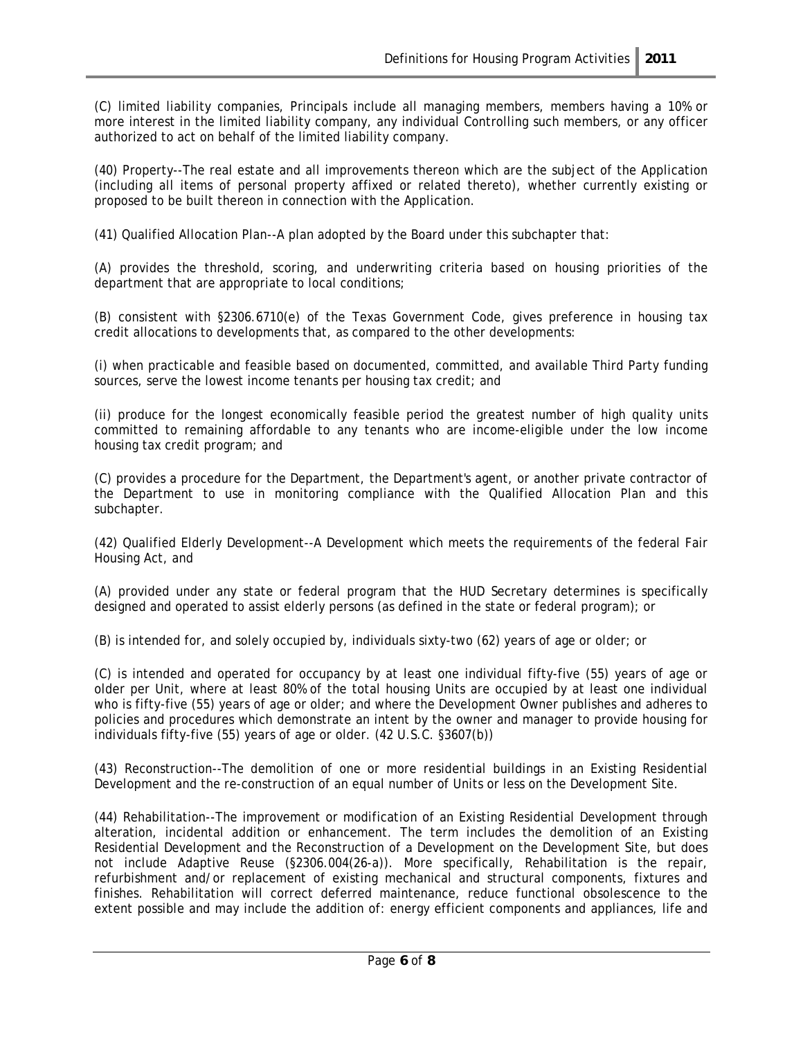(C) limited liability companies, Principals include all managing members, members having a 10% or more interest in the limited liability company, any individual Controlling such members, or any officer authorized to act on behalf of the limited liability company.

(40) Property--The real estate and all improvements thereon which are the subject of the Application (including all items of personal property affixed or related thereto), whether currently existing or proposed to be built thereon in connection with the Application.

(41) Qualified Allocation Plan--A plan adopted by the Board under this subchapter that:

(A) provides the threshold, scoring, and underwriting criteria based on housing priorities of the department that are appropriate to local conditions;

(B) consistent with §2306.6710(e) of the Texas Government Code, gives preference in housing tax credit allocations to developments that, as compared to the other developments:

(i) when practicable and feasible based on documented, committed, and available Third Party funding sources, serve the lowest income tenants per housing tax credit; and

(ii) produce for the longest economically feasible period the greatest number of high quality units committed to remaining affordable to any tenants who are income-eligible under the low income housing tax credit program; and

(C) provides a procedure for the Department, the Department's agent, or another private contractor of the Department to use in monitoring compliance with the Qualified Allocation Plan and this subchapter.

(42) Qualified Elderly Development--A Development which meets the requirements of the federal Fair Housing Act, and

(A) provided under any state or federal program that the HUD Secretary determines is specifically designed and operated to assist elderly persons (as defined in the state or federal program); or

(B) is intended for, and solely occupied by, individuals sixty-two (62) years of age or older; or

(C) is intended and operated for occupancy by at least one individual fifty-five (55) years of age or older per Unit, where at least 80% of the total housing Units are occupied by at least one individual who is fifty-five (55) years of age or older; and where the Development Owner publishes and adheres to policies and procedures which demonstrate an intent by the owner and manager to provide housing for individuals fifty-five (55) years of age or older. (42 U.S.C. §3607(b))

(43) Reconstruction--The demolition of one or more residential buildings in an Existing Residential Development and the re-construction of an equal number of Units or less on the Development Site.

(44) Rehabilitation--The improvement or modification of an Existing Residential Development through alteration, incidental addition or enhancement. The term includes the demolition of an Existing Residential Development and the Reconstruction of a Development on the Development Site, but does not include Adaptive Reuse (§2306.004(26-a)). More specifically, Rehabilitation is the repair, refurbishment and/or replacement of existing mechanical and structural components, fixtures and finishes. Rehabilitation will correct deferred maintenance, reduce functional obsolescence to the extent possible and may include the addition of: energy efficient components and appliances, life and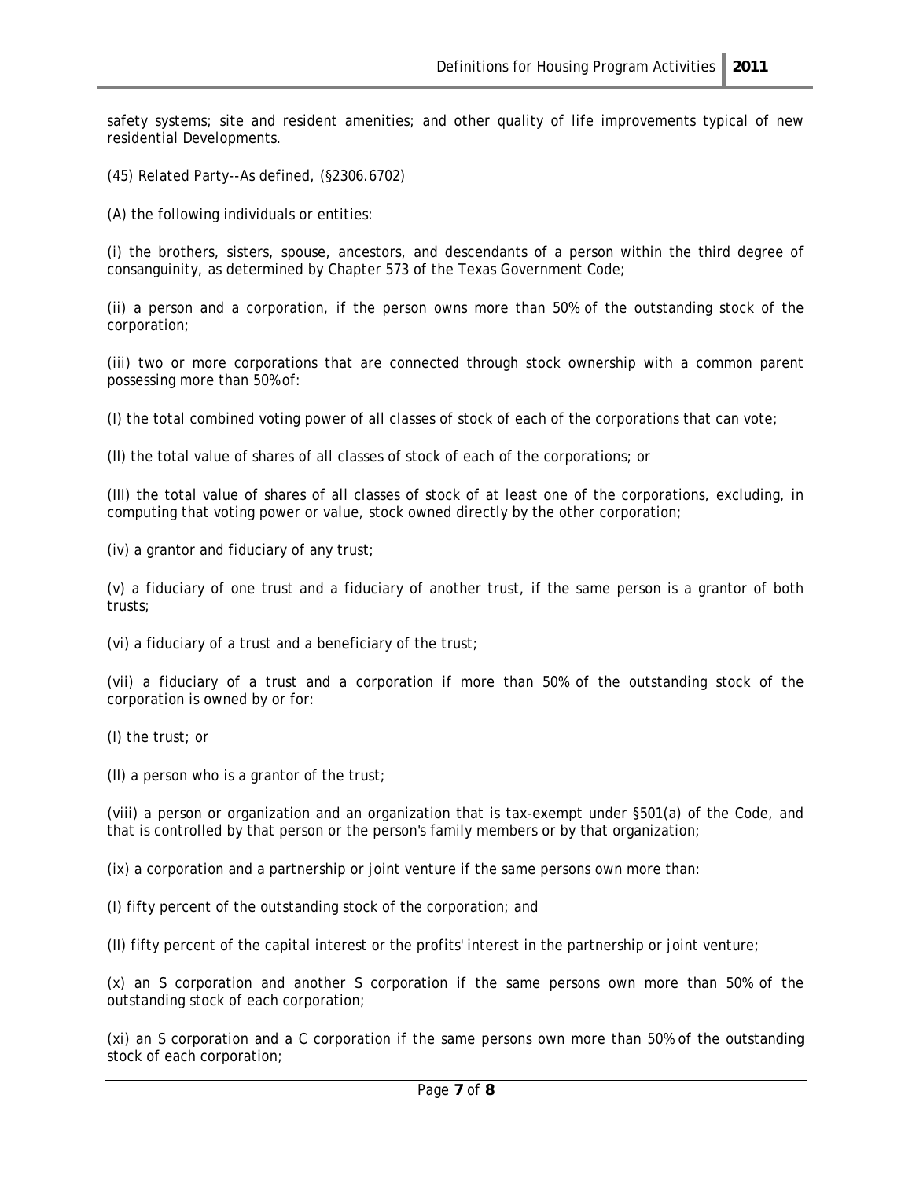safety systems; site and resident amenities; and other quality of life improvements typical of new residential Developments.

(45) Related Party--As defined, (§2306.6702)

(A) the following individuals or entities:

(i) the brothers, sisters, spouse, ancestors, and descendants of a person within the third degree of consanguinity, as determined by Chapter 573 of the Texas Government Code;

(ii) a person and a corporation, if the person owns more than 50% of the outstanding stock of the corporation;

(iii) two or more corporations that are connected through stock ownership with a common parent possessing more than 50% of:

(I) the total combined voting power of all classes of stock of each of the corporations that can vote;

(II) the total value of shares of all classes of stock of each of the corporations; or

(III) the total value of shares of all classes of stock of at least one of the corporations, excluding, in computing that voting power or value, stock owned directly by the other corporation;

(iv) a grantor and fiduciary of any trust;

(v) a fiduciary of one trust and a fiduciary of another trust, if the same person is a grantor of both trusts;

(vi) a fiduciary of a trust and a beneficiary of the trust;

(vii) a fiduciary of a trust and a corporation if more than 50% of the outstanding stock of the corporation is owned by or for:

(I) the trust; or

(II) a person who is a grantor of the trust;

(viii) a person or organization and an organization that is tax-exempt under §501(a) of the Code, and that is controlled by that person or the person's family members or by that organization;

(ix) a corporation and a partnership or joint venture if the same persons own more than:

(I) fifty percent of the outstanding stock of the corporation; and

(II) fifty percent of the capital interest or the profits' interest in the partnership or joint venture;

(x) an S corporation and another S corporation if the same persons own more than 50% of the outstanding stock of each corporation;

(xi) an S corporation and a C corporation if the same persons own more than 50% of the outstanding stock of each corporation;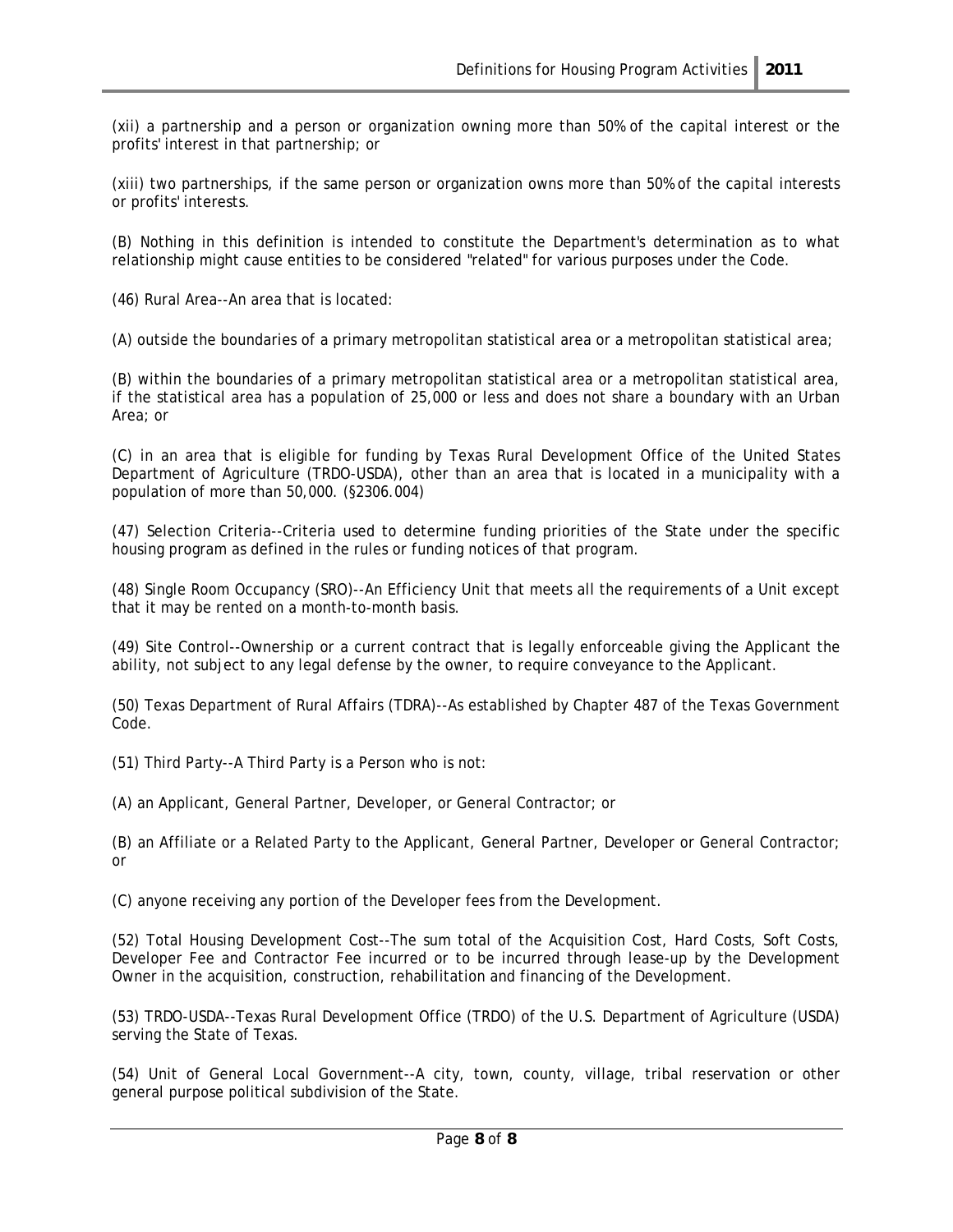(xii) a partnership and a person or organization owning more than 50% of the capital interest or the profits' interest in that partnership; or

(xiii) two partnerships, if the same person or organization owns more than 50% of the capital interests or profits' interests.

(B) Nothing in this definition is intended to constitute the Department's determination as to what relationship might cause entities to be considered "related" for various purposes under the Code.

(46) Rural Area--An area that is located:

(A) outside the boundaries of a primary metropolitan statistical area or a metropolitan statistical area;

(B) within the boundaries of a primary metropolitan statistical area or a metropolitan statistical area, if the statistical area has a population of 25,000 or less and does not share a boundary with an Urban Area; or

(C) in an area that is eligible for funding by Texas Rural Development Office of the United States Department of Agriculture (TRDO-USDA), other than an area that is located in a municipality with a population of more than 50,000. (§2306.004)

(47) Selection Criteria--Criteria used to determine funding priorities of the State under the specific housing program as defined in the rules or funding notices of that program.

(48) Single Room Occupancy (SRO)--An Efficiency Unit that meets all the requirements of a Unit except that it may be rented on a month-to-month basis.

(49) Site Control--Ownership or a current contract that is legally enforceable giving the Applicant the ability, not subject to any legal defense by the owner, to require conveyance to the Applicant.

(50) Texas Department of Rural Affairs (TDRA)--As established by Chapter 487 of the Texas Government Code.

(51) Third Party--A Third Party is a Person who is not:

(A) an Applicant, General Partner, Developer, or General Contractor; or

(B) an Affiliate or a Related Party to the Applicant, General Partner, Developer or General Contractor; or

(C) anyone receiving any portion of the Developer fees from the Development.

(52) Total Housing Development Cost--The sum total of the Acquisition Cost, Hard Costs, Soft Costs, Developer Fee and Contractor Fee incurred or to be incurred through lease-up by the Development Owner in the acquisition, construction, rehabilitation and financing of the Development.

(53) TRDO-USDA--Texas Rural Development Office (TRDO) of the U.S. Department of Agriculture (USDA) serving the State of Texas.

(54) Unit of General Local Government--A city, town, county, village, tribal reservation or other general purpose political subdivision of the State.